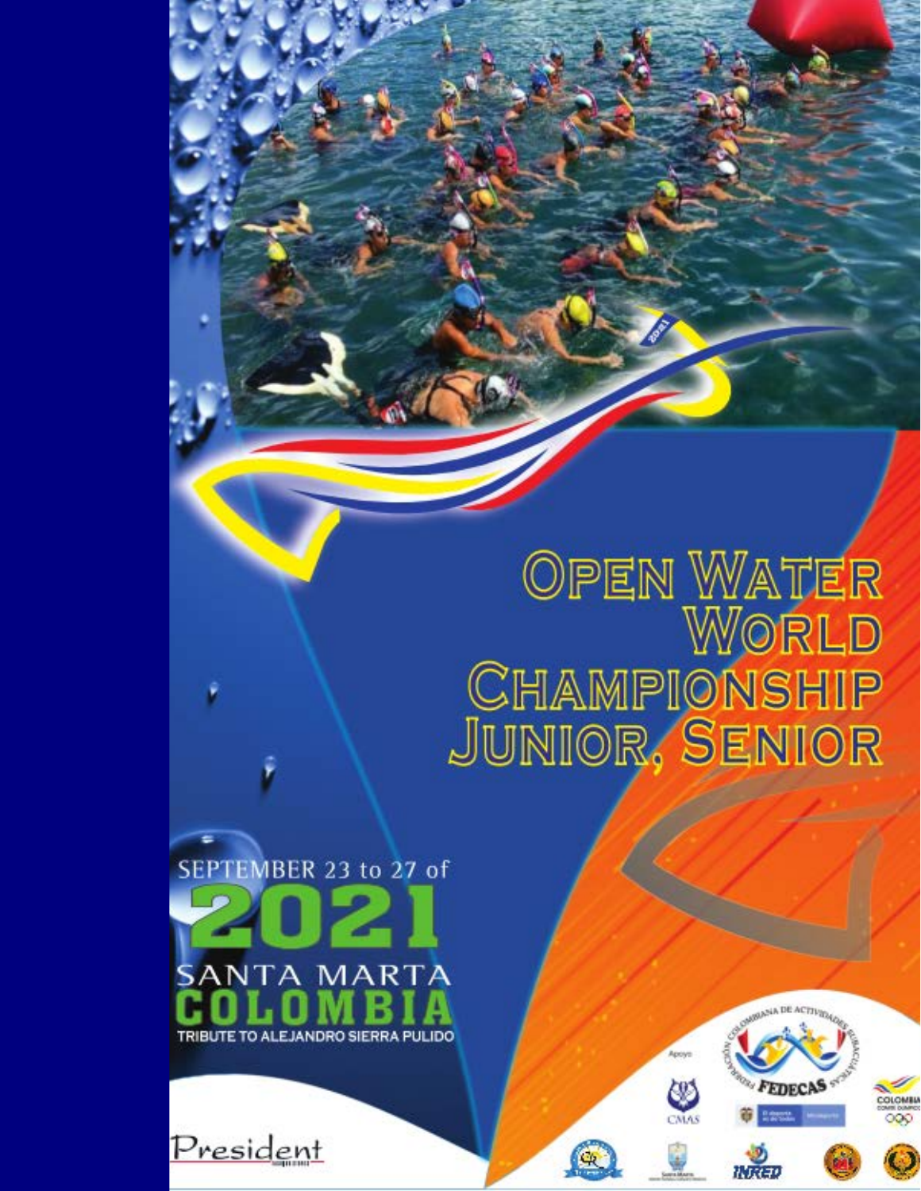# OPEN WATER WORLD CHAMPIONSHIP JUNIOR, SENIOR

SEPTEMBER 23 to 27 of

**2021**

SANTA MARTA

**COLOMBIA**

TRIBUTE TO ALEJANDRO SIERRA PULIDO

President

Apoyo

CMAS

FEDECAS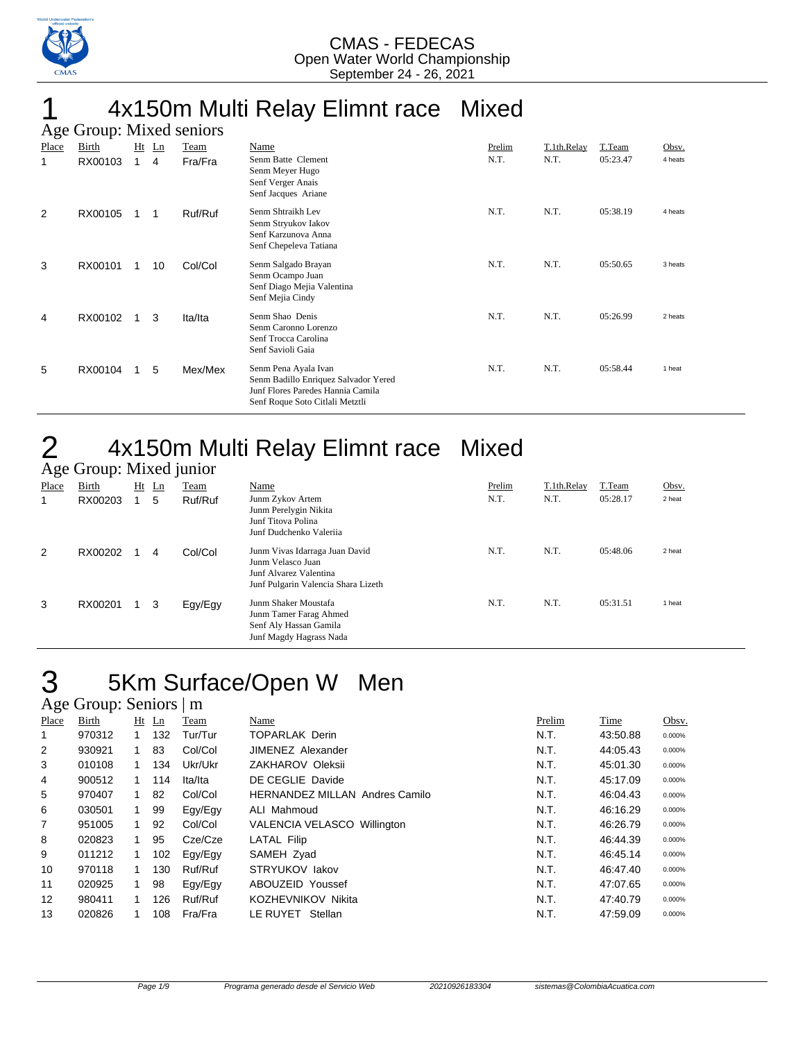CMAS - FEDECAS
Open Water World Championship
September 24 - 26, 2021

# 1 4x150m Multi Relay Elimnt race Mixed

## Age Group: Mixed seniors

| Place | Birth | Ht | Ln | Team | Name | Prelim | T.1th.Relay | T.Team | Obsv. |
|---|---|---|---|---|---|---|---|---|---|
| 1 | RX00103 | 1 | 4 | Fra/Fra | Senm Batte Clement<br>Senm Meyer Hugo<br>Senf Verger Anais<br>Senf Jacques Ariane | N.T. | N.T. | 05:23.47 | 4 heats |
| 2 | RX00105 | 1 | 1 | Ruf/Ruf | Senm Shtraikh Lev<br>Senm Stryukov Iakov<br>Senf Karzunova Anna<br>Senf Chepeleva Tatiana | N.T. | N.T. | 05:38.19 | 4 heats |
| 3 | RX00101 | 1 | 10 | Col/Col | Senm Salgado Brayan<br>Senm Ocampo Juan<br>Senf Diago Mejia Valentina<br>Senf Mejia Cindy | N.T. | N.T. | 05:50.65 | 3 heats |
| 4 | RX00102 | 1 | 3 | Ita/Ita | Senm Shao Denis<br>Senm Caronno Lorenzo<br>Senf Trocca Carolina<br>Senf Savioli Gaia | N.T. | N.T. | 05:26.99 | 2 heats |
| 5 | RX00104 | 1 | 5 | Mex/Mex | Senm Pena Ayala Ivan<br>Senm Badillo Enriquez Salvador Yered<br>Junf Flores Paredes Hannia Camila<br>Senf Roque Soto Citlali Metztli | N.T. | N.T. | 05:58.44 | 1 heat |

# 2 4x150m Multi Relay Elimnt race Mixed

## Age Group: Mixed junior

| Place | Birth | Ht | Ln | Team | Name | Prelim | T.1th.Relay | T.Team | Obsv. |
|---|---|---|---|---|---|---|---|---|---|
| 1 | RX00203 | 1 | 5 | Ruf/Ruf | Junm Zykov Artem<br>Junm Perelygin Nikita<br>Junf Titova Polina<br>Junf Dudchenko Valeriia | N.T. | N.T. | 05:28.17 | 2 heat |
| 2 | RX00202 | 1 | 4 | Col/Col | Junm Vivas Idarraga Juan David<br>Junm Velasco Juan<br>Junf Alvarez Valentina<br>Junf Pulgarin Valencia Shara Lizeth | N.T. | N.T. | 05:48.06 | 2 heat |
| 3 | RX00201 | 1 | 3 | Egy/Egy | Junm Shaker Moustafa<br>Junm Tamer Farag Ahmed<br>Senf Aly Hassan Gamila<br>Junf Magdy Hagrass Nada | N.T. | N.T. | 05:31.51 | 1 heat |

# 3 5Km Surface/Open W Men

## Age Group: Seniors | m

| Place | Birth | Ht | Ln | Team | Name | Prelim | Time | Obsv. |
|---|---|---|---|---|---|---|---|---|
| 1 | 970312 | 1 | 132 | Tur/Tur | TOPARLAK Derin | N.T. | 43:50.88 | 0.000% |
| 2 | 930921 | 1 | 83 | Col/Col | JIMENEZ Alexander | N.T. | 44:05.43 | 0.000% |
| 3 | 010108 | 1 | 134 | Ukr/Ukr | ZAKHAROV Oleksii | N.T. | 45:01.30 | 0.000% |
| 4 | 900512 | 1 | 114 | Ita/Ita | DE CEGLIE Davide | N.T. | 45:17.09 | 0.000% |
| 5 | 970407 | 1 | 82 | Col/Col | HERNANDEZ MILLAN Andres Camilo | N.T. | 46:04.43 | 0.000% |
| 6 | 030501 | 1 | 99 | Egy/Egy | ALI Mahmoud | N.T. | 46:16.29 | 0.000% |
| 7 | 951005 | 1 | 92 | Col/Col | VALENCIA VELASCO Willington | N.T. | 46:26.79 | 0.000% |
| 8 | 020823 | 1 | 95 | Cze/Cze | LATAL Filip | N.T. | 46:44.39 | 0.000% |
| 9 | 011212 | 1 | 102 | Egy/Egy | SAMEH Zyad | N.T. | 46:45.14 | 0.000% |
| 10 | 970118 | 1 | 130 | Ruf/Ruf | STRYUKOV Iakov | N.T. | 46:47.40 | 0.000% |
| 11 | 020925 | 1 | 98 | Egy/Egy | ABOUZEID Youssef | N.T. | 47:07.65 | 0.000% |
| 12 | 980411 | 1 | 126 | Ruf/Ruf | KOZHEVNIKOV Nikita | N.T. | 47:40.79 | 0.000% |
| 13 | 020826 | 1 | 108 | Fra/Fra | LE RUYET Stellan | N.T. | 47:59.09 | 0.000% |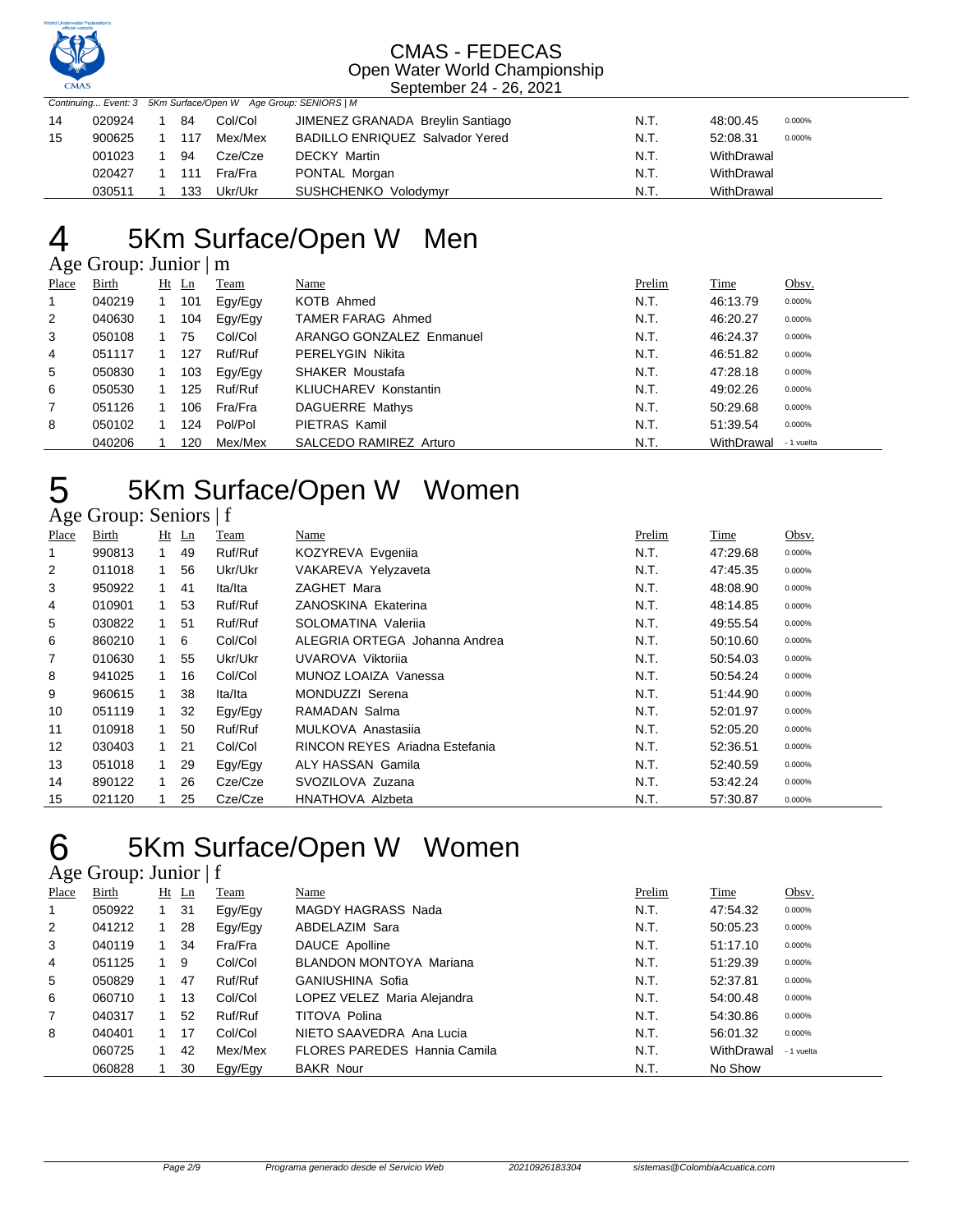Continuing... Event: 3 5Km Surface/Open W Age Group: SENIORS | M

| Place | Birth | Ht | Ln | Team | Name | Prelim | Time | Obsv. |
|---|---|---|---|---|---|---|---|---|
| 14 | 020924 | 1 | 84 | Col/Col | JIMENEZ GRANADA Breylin Santiago | N.T. | 48:00.45 | 0.000% |
| 15 | 900625 | 1 | 117 | Mex/Mex | BADILLO ENRIQUEZ Salvador Yered | N.T. | 52:08.31 | 0.000% |
| | 001023 | 1 | 94 | Cze/Cze | DECKY Martin | N.T. | WithDrawal | |
| | 020427 | 1 | 111 | Fra/Fra | PONTAL Morgan | N.T. | WithDrawal | |
| | 030511 | 1 | 133 | Ukr/Ukr | SUSHCHENKO Volodymyr | N.T. | WithDrawal | |

# 4 5Km Surface/Open W Men

## Age Group: Junior | m

| Place | Birth | Ht | Ln | Team | Name | Prelim | Time | Obsv. |
|---|---|---|---|---|---|---|---|---|
| 1 | 040219 | 1 | 101 | Egy/Egy | KOTB Ahmed | N.T. | 46:13.79 | 0.000% |
| 2 | 040630 | 1 | 104 | Egy/Egy | TAMER FARAG Ahmed | N.T. | 46:20.27 | 0.000% |
| 3 | 050108 | 1 | 75 | Col/Col | ARANGO GONZALEZ Enmanuel | N.T. | 46:24.37 | 0.000% |
| 4 | 051117 | 1 | 127 | Ruf/Ruf | PERELYGIN Nikita | N.T. | 46:51.82 | 0.000% |
| 5 | 050830 | 1 | 103 | Egy/Egy | SHAKER Moustafa | N.T. | 47:28.18 | 0.000% |
| 6 | 050530 | 1 | 125 | Ruf/Ruf | KLIUCHAREV Konstantin | N.T. | 49:02.26 | 0.000% |
| 7 | 051126 | 1 | 106 | Fra/Fra | DAGUERRE Mathys | N.T. | 50:29.68 | 0.000% |
| 8 | 050102 | 1 | 124 | Pol/Pol | PIETRAS Kamil | N.T. | 51:39.54 | 0.000% |
| | 040206 | 1 | 120 | Mex/Mex | SALCEDO RAMIREZ Arturo | N.T. | WithDrawal | - 1 vuelta |

# 5 5Km Surface/Open W Women

## Age Group: Seniors | f

| Place | Birth | Ht | Ln | Team | Name | Prelim | Time | Obsv. |
|---|---|---|---|---|---|---|---|---|
| 1 | 990813 | 1 | 49 | Ruf/Ruf | KOZYREVA Evgeniia | N.T. | 47:29.68 | 0.000% |
| 2 | 011018 | 1 | 56 | Ukr/Ukr | VAKAREVA Yelyzaveta | N.T. | 47:45.35 | 0.000% |
| 3 | 950922 | 1 | 41 | Ita/Ita | ZAGHET Mara | N.T. | 48:08.90 | 0.000% |
| 4 | 010901 | 1 | 53 | Ruf/Ruf | ZANOSKINA Ekaterina | N.T. | 48:14.85 | 0.000% |
| 5 | 030822 | 1 | 51 | Ruf/Ruf | SOLOMATINA Valeriia | N.T. | 49:55.54 | 0.000% |
| 6 | 860210 | 1 | 6 | Col/Col | ALEGRIA ORTEGA Johanna Andrea | N.T. | 50:10.60 | 0.000% |
| 7 | 010630 | 1 | 55 | Ukr/Ukr | UVAROVA Viktoriia | N.T. | 50:54.03 | 0.000% |
| 8 | 941025 | 1 | 16 | Col/Col | MUNOZ LOAIZA Vanessa | N.T. | 50:54.24 | 0.000% |
| 9 | 960615 | 1 | 38 | Ita/Ita | MONDUZZI Serena | N.T. | 51:44.90 | 0.000% |
| 10 | 051119 | 1 | 32 | Egy/Egy | RAMADAN Salma | N.T. | 52:01.97 | 0.000% |
| 11 | 010918 | 1 | 50 | Ruf/Ruf | MULKOVA Anastasiia | N.T. | 52:05.20 | 0.000% |
| 12 | 030403 | 1 | 21 | Col/Col | RINCON REYES Ariadna Estefania | N.T. | 52:36.51 | 0.000% |
| 13 | 051018 | 1 | 29 | Egy/Egy | ALY HASSAN Gamila | N.T. | 52:40.59 | 0.000% |
| 14 | 890122 | 1 | 26 | Cze/Cze | SVOZILOVA Zuzana | N.T. | 53:42.24 | 0.000% |
| 15 | 021120 | 1 | 25 | Cze/Cze | HNATHOVA Alzbeta | N.T. | 57:30.87 | 0.000% |

# 6 5Km Surface/Open W Women

## Age Group: Junior | f

| Place | Birth | Ht | Ln | Team | Name | Prelim | Time | Obsv. |
|---|---|---|---|---|---|---|---|---|
| 1 | 050922 | 1 | 31 | Egy/Egy | MAGDY HAGRASS Nada | N.T. | 47:54.32 | 0.000% |
| 2 | 041212 | 1 | 28 | Egy/Egy | ABDELAZIM Sara | N.T. | 50:05.23 | 0.000% |
| 3 | 040119 | 1 | 34 | Fra/Fra | DAUCE Apolline | N.T. | 51:17.10 | 0.000% |
| 4 | 051125 | 1 | 9 | Col/Col | BLANDON MONTOYA Mariana | N.T. | 51:29.39 | 0.000% |
| 5 | 050829 | 1 | 47 | Ruf/Ruf | GANIUSHINA Sofia | N.T. | 52:37.81 | 0.000% |
| 6 | 060710 | 1 | 13 | Col/Col | LOPEZ VELEZ Maria Alejandra | N.T. | 54:00.48 | 0.000% |
| 7 | 040317 | 1 | 52 | Ruf/Ruf | TITOVA Polina | N.T. | 54:30.86 | 0.000% |
| 8 | 040401 | 1 | 17 | Col/Col | NIETO SAAVEDRA Ana Lucia | N.T. | 56:01.32 | 0.000% |
| | 060725 | 1 | 42 | Mex/Mex | FLORES PAREDES Hannia Camila | N.T. | WithDrawal | - 1 vuelta |
| | 060828 | 1 | 30 | Egy/Egy | BAKR Nour | N.T. | No Show | |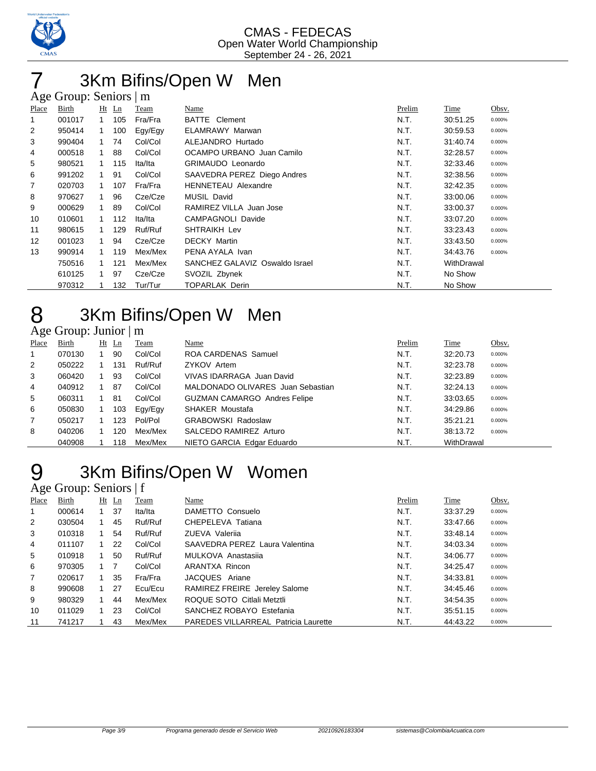CMAS - FEDECAS
Open Water World Championship
September 24 - 26, 2021

# 7 3Km Bifins/Open W Men

## Age Group: Seniors | m

| Place | Birth | Ht | Ln | Team | Name | Prelim | Time | Obsv. |
|---|---|---|---|---|---|---|---|---|
| 1 | 001017 | 1 | 105 | Fra/Fra | BATTE Clement | N.T. | 30:51.25 | 0.000% |
| 2 | 950414 | 1 | 100 | Egy/Egy | ELAMRAWY Marwan | N.T. | 30:59.53 | 0.000% |
| 3 | 990404 | 1 | 74 | Col/Col | ALEJANDRO Hurtado | N.T. | 31:40.74 | 0.000% |
| 4 | 000518 | 1 | 88 | Col/Col | OCAMPO URBANO Juan Camilo | N.T. | 32:28.57 | 0.000% |
| 5 | 980521 | 1 | 115 | Ita/Ita | GRIMAUDO Leonardo | N.T. | 32:33.46 | 0.000% |
| 6 | 991202 | 1 | 91 | Col/Col | SAAVEDRA PEREZ Diego Andres | N.T. | 32:38.56 | 0.000% |
| 7 | 020703 | 1 | 107 | Fra/Fra | HENNETEAU Alexandre | N.T. | 32:42.35 | 0.000% |
| 8 | 970627 | 1 | 96 | Cze/Cze | MUSIL David | N.T. | 33:00.06 | 0.000% |
| 9 | 000629 | 1 | 89 | Col/Col | RAMIREZ VILLA Juan Jose | N.T. | 33:00.37 | 0.000% |
| 10 | 010601 | 1 | 112 | Ita/Ita | CAMPAGNOLI Davide | N.T. | 33:07.20 | 0.000% |
| 11 | 980615 | 1 | 129 | Ruf/Ruf | SHTRAIKH Lev | N.T. | 33:23.43 | 0.000% |
| 12 | 001023 | 1 | 94 | Cze/Cze | DECKY Martin | N.T. | 33:43.50 | 0.000% |
| 13 | 990914 | 1 | 119 | Mex/Mex | PENA AYALA Ivan | N.T. | 34:43.76 | 0.000% |
| | 750516 | 1 | 121 | Mex/Mex | SANCHEZ GALAVIZ Oswaldo Israel | N.T. | WithDrawal | |
| | 610125 | 1 | 97 | Cze/Cze | SVOZIL Zbynek | N.T. | No Show | |
| | 970312 | 1 | 132 | Tur/Tur | TOPARLAK Derin | N.T. | No Show | |

# 8 3Km Bifins/Open W Men

## Age Group: Junior | m

| Place | Birth | Ht | Ln | Team | Name | Prelim | Time | Obsv. |
|---|---|---|---|---|---|---|---|---|
| 1 | 070130 | 1 | 90 | Col/Col | ROA CARDENAS Samuel | N.T. | 32:20.73 | 0.000% |
| 2 | 050222 | 1 | 131 | Ruf/Ruf | ZYKOV Artem | N.T. | 32:23.78 | 0.000% |
| 3 | 060420 | 1 | 93 | Col/Col | VIVAS IDARRAGA Juan David | N.T. | 32:23.89 | 0.000% |
| 4 | 040912 | 1 | 87 | Col/Col | MALDONADO OLIVARES Juan Sebastian | N.T. | 32:24.13 | 0.000% |
| 5 | 060311 | 1 | 81 | Col/Col | GUZMAN CAMARGO Andres Felipe | N.T. | 33:03.65 | 0.000% |
| 6 | 050830 | 1 | 103 | Egy/Egy | SHAKER Moustafa | N.T. | 34:29.86 | 0.000% |
| 7 | 050217 | 1 | 123 | Pol/Pol | GRABOWSKI Radoslaw | N.T. | 35:21.21 | 0.000% |
| 8 | 040206 | 1 | 120 | Mex/Mex | SALCEDO RAMIREZ Arturo | N.T. | 38:13.72 | 0.000% |
| | 040908 | 1 | 118 | Mex/Mex | NIETO GARCIA Edgar Eduardo | N.T. | WithDrawal | |

# 9 3Km Bifins/Open W Women

## Age Group: Seniors | f

| Place | Birth | Ht | Ln | Team | Name | Prelim | Time | Obsv. |
|---|---|---|---|---|---|---|---|---|
| 1 | 000614 | 1 | 37 | Ita/Ita | DAMETTO Consuelo | N.T. | 33:37.29 | 0.000% |
| 2 | 030504 | 1 | 45 | Ruf/Ruf | CHEPELEVA Tatiana | N.T. | 33:47.66 | 0.000% |
| 3 | 010318 | 1 | 54 | Ruf/Ruf | ZUEVA Valeriia | N.T. | 33:48.14 | 0.000% |
| 4 | 011107 | 1 | 22 | Col/Col | SAAVEDRA PEREZ Laura Valentina | N.T. | 34:03.34 | 0.000% |
| 5 | 010918 | 1 | 50 | Ruf/Ruf | MULKOVA Anastasiia | N.T. | 34:06.77 | 0.000% |
| 6 | 970305 | 1 | 7 | Col/Col | ARANTXA Rincon | N.T. | 34:25.47 | 0.000% |
| 7 | 020617 | 1 | 35 | Fra/Fra | JACQUES Ariane | N.T. | 34:33.81 | 0.000% |
| 8 | 990608 | 1 | 27 | Ecu/Ecu | RAMIREZ FREIRE Jereley Salome | N.T. | 34:45.46 | 0.000% |
| 9 | 980329 | 1 | 44 | Mex/Mex | ROQUE SOTO Citlali Metztli | N.T. | 34:54.35 | 0.000% |
| 10 | 011029 | 1 | 23 | Col/Col | SANCHEZ ROBAYO Estefania | N.T. | 35:51.15 | 0.000% |
| 11 | 741217 | 1 | 43 | Mex/Mex | PAREDES VILLARREAL Patricia Laurette | N.T. | 44:43.22 | 0.000% |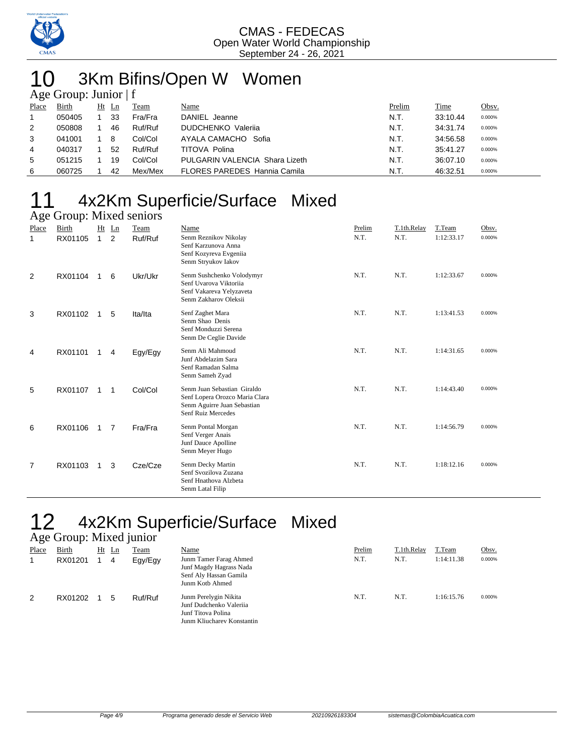CMAS - FEDECAS
Open Water World Championship
September 24 - 26, 2021

# 10 3Km Bifins/Open W Women

## Age Group: Junior | f

| Place | Birth | Ht | Ln | Team | Name | Prelim | Time | Obsv. |
|---|---|---|---|---|---|---|---|---|
| 1 | 050405 | 1 | 33 | Fra/Fra | DANIEL Jeanne | N.T. | 33:10.44 | 0.000% |
| 2 | 050808 | 1 | 46 | Ruf/Ruf | DUDCHENKO Valeriia | N.T. | 34:31.74 | 0.000% |
| 3 | 041001 | 1 | 8 | Col/Col | AYALA CAMACHO Sofia | N.T. | 34:56.58 | 0.000% |
| 4 | 040317 | 1 | 52 | Ruf/Ruf | TITOVA Polina | N.T. | 35:41.27 | 0.000% |
| 5 | 051215 | 1 | 19 | Col/Col | PULGARIN VALENCIA Shara Lizeth | N.T. | 36:07.10 | 0.000% |
| 6 | 060725 | 1 | 42 | Mex/Mex | FLORES PAREDES Hannia Camila | N.T. | 46:32.51 | 0.000% |

# 11 4x2Km Superficie/Surface Mixed

## Age Group: Mixed seniors

| Place | Birth | Ht | Ln | Team | Name | Prelim | T.1th.Relay | T.Team | Obsv. |
|---|---|---|---|---|---|---|---|---|---|
| 1 | RX01105 | 1 | 2 | Ruf/Ruf | Senm Reznikov Nikolay<br>Senf Karzunova Anna<br>Senf Kozyreva Evgeniia<br>Senm Stryukov Iakov | N.T. | N.T. | 1:12:33.17 | 0.000% |
| 2 | RX01104 | 1 | 6 | Ukr/Ukr | Senm Sushchenko Volodymyr<br>Senf Uvarova Viktoriia<br>Senf Vakareva Yelyzaveta<br>Senm Zakharov Oleksii | N.T. | N.T. | 1:12:33.67 | 0.000% |
| 3 | RX01102 | 1 | 5 | Ita/Ita | Senf Zaghet Mara<br>Senm Shao Denis<br>Senf Monduzzi Serena<br>Senm De Ceglie Davide | N.T. | N.T. | 1:13:41.53 | 0.000% |
| 4 | RX01101 | 1 | 4 | Egy/Egy | Senm Ali Mahmoud<br>Junf Abdelazim Sara<br>Senf Ramadan Salma<br>Senm Sameh Zyad | N.T. | N.T. | 1:14:31.65 | 0.000% |
| 5 | RX01107 | 1 | 1 | Col/Col | Senm Juan Sebastian Giraldo<br>Senf Lopera Orozco Maria Clara<br>Senm Aguirre Juan Sebastian<br>Senf Ruiz Mercedes | N.T. | N.T. | 1:14:43.40 | 0.000% |
| 6 | RX01106 | 1 | 7 | Fra/Fra | Senm Pontal Morgan<br>Senf Verger Anais<br>Junf Dauce Apolline<br>Senm Meyer Hugo | N.T. | N.T. | 1:14:56.79 | 0.000% |
| 7 | RX01103 | 1 | 3 | Cze/Cze | Senm Decky Martin<br>Senf Svozilova Zuzana<br>Senf Hnathova Alzbeta<br>Senm Latal Filip | N.T. | N.T. | 1:18:12.16 | 0.000% |

# 12 4x2Km Superficie/Surface Mixed

## Age Group: Mixed junior

| Place | Birth | Ht | Ln | Team | Name | Prelim | T.1th.Relay | T.Team | Obsv. |
|---|---|---|---|---|---|---|---|---|---|
| 1 | RX01201 | 1 | 4 | Egy/Egy | Junm Tamer Farag Ahmed<br>Junf Magdy Hagrass Nada<br>Senf Aly Hassan Gamila<br>Junm Kotb Ahmed | N.T. | N.T. | 1:14:11.38 | 0.000% |
| 2 | RX01202 | 1 | 5 | Ruf/Ruf | Junm Perelygin Nikita<br>Junf Dudchenko Valeriia<br>Junf Titova Polina<br>Junm Kliucharev Konstantin | N.T. | N.T. | 1:16:15.76 | 0.000% |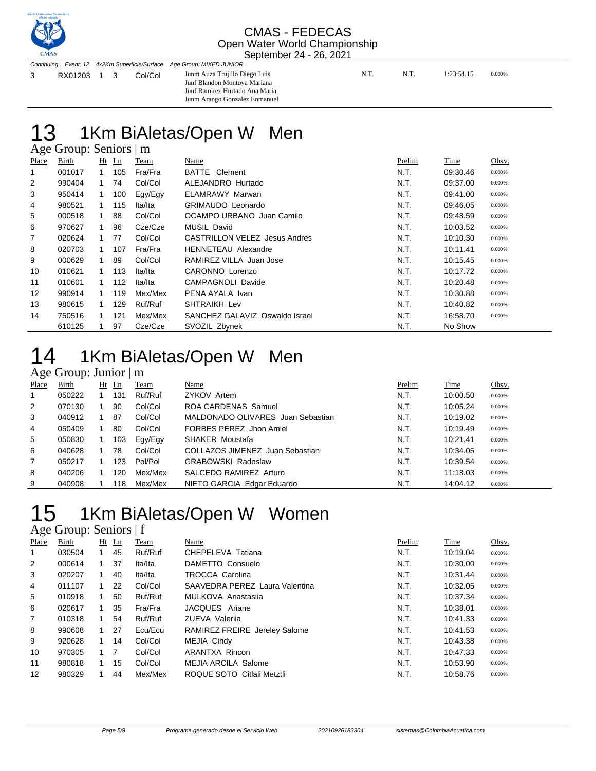Continuing... Event: 12 4x2Km Superficie/Surface Age Group: MIXED JUNIOR

| | | | | | | | | | |
|---|---|---|---|---|---|---|---|---|---|
| 3 | RX01203 | 1 | 3 | Col/Col | Junm Auza Trujillo Diego Luis<br>Junf Blandon Montoya Mariana<br>Junf Ramirez Hurtado Ana Maria<br>Junm Arango Gonzalez Enmanuel | N.T. | N.T. | 1:23:54.15 | 0.000% |

# 13 1Km BiAletas/Open W Men

## Age Group: Seniors | m

| Place | Birth | Ht | Ln | Team | Name | Prelim | Time | Obsv. |
|---|---|---|---|---|---|---|---|---|
| 1 | 001017 | 1 | 105 | Fra/Fra | BATTE Clement | N.T. | 09:30.46 | 0.000% |
| 2 | 990404 | 1 | 74 | Col/Col | ALEJANDRO Hurtado | N.T. | 09:37.00 | 0.000% |
| 3 | 950414 | 1 | 100 | Egy/Egy | ELAMRAWY Marwan | N.T. | 09:41.00 | 0.000% |
| 4 | 980521 | 1 | 115 | Ita/Ita | GRIMAUDO Leonardo | N.T. | 09:46.05 | 0.000% |
| 5 | 000518 | 1 | 88 | Col/Col | OCAMPO URBANO Juan Camilo | N.T. | 09:48.59 | 0.000% |
| 6 | 970627 | 1 | 96 | Cze/Cze | MUSIL David | N.T. | 10:03.52 | 0.000% |
| 7 | 020624 | 1 | 77 | Col/Col | CASTRILLON VELEZ Jesus Andres | N.T. | 10:10.30 | 0.000% |
| 8 | 020703 | 1 | 107 | Fra/Fra | HENNETEAU Alexandre | N.T. | 10:11.41 | 0.000% |
| 9 | 000629 | 1 | 89 | Col/Col | RAMIREZ VILLA Juan Jose | N.T. | 10:15.45 | 0.000% |
| 10 | 010621 | 1 | 113 | Ita/Ita | CARONNO Lorenzo | N.T. | 10:17.72 | 0.000% |
| 11 | 010601 | 1 | 112 | Ita/Ita | CAMPAGNOLI Davide | N.T. | 10:20.48 | 0.000% |
| 12 | 990914 | 1 | 119 | Mex/Mex | PENA AYALA Ivan | N.T. | 10:30.88 | 0.000% |
| 13 | 980615 | 1 | 129 | Ruf/Ruf | SHTRAIKH Lev | N.T. | 10:40.82 | 0.000% |
| 14 | 750516 | 1 | 121 | Mex/Mex | SANCHEZ GALAVIZ Oswaldo Israel | N.T. | 16:58.70 | 0.000% |
| | 610125 | 1 | 97 | Cze/Cze | SVOZIL Zbynek | N.T. | No Show | |

# 14 1Km BiAletas/Open W Men

## Age Group: Junior | m

| Place | Birth | Ht | Ln | Team | Name | Prelim | Time | Obsv. |
|---|---|---|---|---|---|---|---|---|
| 1 | 050222 | 1 | 131 | Ruf/Ruf | ZYKOV Artem | N.T. | 10:00.50 | 0.000% |
| 2 | 070130 | 1 | 90 | Col/Col | ROA CARDENAS Samuel | N.T. | 10:05.24 | 0.000% |
| 3 | 040912 | 1 | 87 | Col/Col | MALDONADO OLIVARES Juan Sebastian | N.T. | 10:19.02 | 0.000% |
| 4 | 050409 | 1 | 80 | Col/Col | FORBES PEREZ Jhon Amiel | N.T. | 10:19.49 | 0.000% |
| 5 | 050830 | 1 | 103 | Egy/Egy | SHAKER Moustafa | N.T. | 10:21.41 | 0.000% |
| 6 | 040628 | 1 | 78 | Col/Col | COLLAZOS JIMENEZ Juan Sebastian | N.T. | 10:34.05 | 0.000% |
| 7 | 050217 | 1 | 123 | Pol/Pol | GRABOWSKI Radoslaw | N.T. | 10:39.54 | 0.000% |
| 8 | 040206 | 1 | 120 | Mex/Mex | SALCEDO RAMIREZ Arturo | N.T. | 11:18.03 | 0.000% |
| 9 | 040908 | 1 | 118 | Mex/Mex | NIETO GARCIA Edgar Eduardo | N.T. | 14:04.12 | 0.000% |

# 15 1Km BiAletas/Open W Women

## Age Group: Seniors | f

| Place | Birth | Ht | Ln | Team | Name | Prelim | Time | Obsv. |
|---|---|---|---|---|---|---|---|---|
| 1 | 030504 | 1 | 45 | Ruf/Ruf | CHEPELEVA Tatiana | N.T. | 10:19.04 | 0.000% |
| 2 | 000614 | 1 | 37 | Ita/Ita | DAMETTO Consuelo | N.T. | 10:30.00 | 0.000% |
| 3 | 020207 | 1 | 40 | Ita/Ita | TROCCA Carolina | N.T. | 10:31.44 | 0.000% |
| 4 | 011107 | 1 | 22 | Col/Col | SAAVEDRA PEREZ Laura Valentina | N.T. | 10:32.05 | 0.000% |
| 5 | 010918 | 1 | 50 | Ruf/Ruf | MULKOVA Anastasiia | N.T. | 10:37.34 | 0.000% |
| 6 | 020617 | 1 | 35 | Fra/Fra | JACQUES Ariane | N.T. | 10:38.01 | 0.000% |
| 7 | 010318 | 1 | 54 | Ruf/Ruf | ZUEVA Valeriia | N.T. | 10:41.33 | 0.000% |
| 8 | 990608 | 1 | 27 | Ecu/Ecu | RAMIREZ FREIRE Jereley Salome | N.T. | 10:41.53 | 0.000% |
| 9 | 920628 | 1 | 14 | Col/Col | MEJIA Cindy | N.T. | 10:43.38 | 0.000% |
| 10 | 970305 | 1 | 7 | Col/Col | ARANTXA Rincon | N.T. | 10:47.33 | 0.000% |
| 11 | 980818 | 1 | 15 | Col/Col | MEJIA ARCILA Salome | N.T. | 10:53.90 | 0.000% |
| 12 | 980329 | 1 | 44 | Mex/Mex | ROQUE SOTO Citlali Metztli | N.T. | 10:58.76 | 0.000% |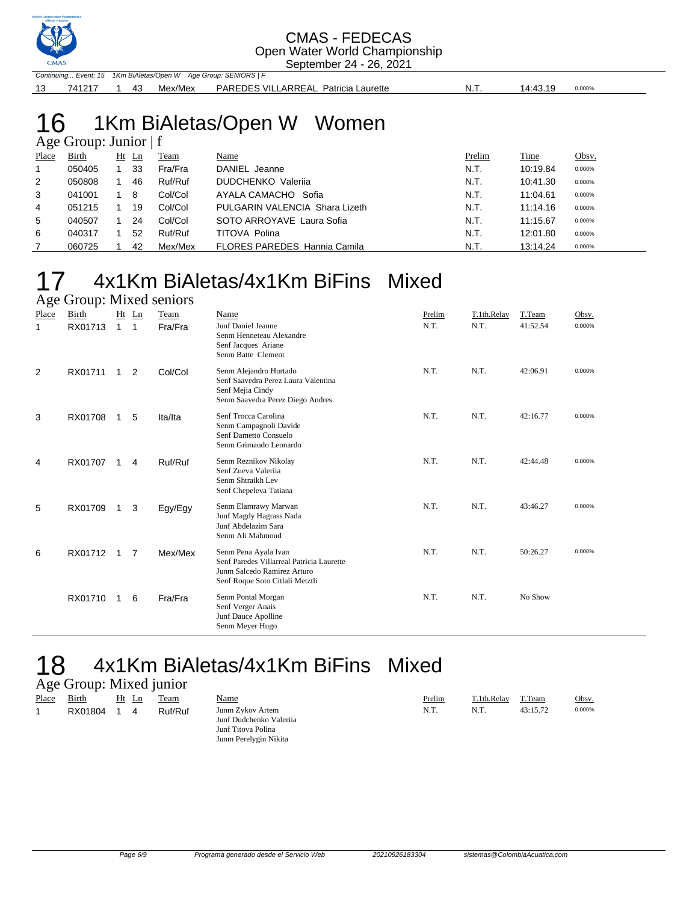Continuing... Event: 15 1Km BiAletas/Open W Age Group: SENIORS | F

| 13 | 741217 | 1 | 43 | Mex/Mex | PAREDES VILLARREAL Patricia Laurette | N.T. | 14:43.19 | 0.000% |
|---|---|---|---|---|---|---|---|---|

# 16 1Km BiAletas/Open W Women

## Age Group: Junior | f

| Place | Birth | Ht | Ln | Team | Name | Prelim | Time | Obsv. |
|---|---|---|---|---|---|---|---|---|
| 1 | 050405 | 1 | 33 | Fra/Fra | DANIEL Jeanne | N.T. | 10:19.84 | 0.000% |
| 2 | 050808 | 1 | 46 | Ruf/Ruf | DUDCHENKO Valeriia | N.T. | 10:41.30 | 0.000% |
| 3 | 041001 | 1 | 8 | Col/Col | AYALA CAMACHO Sofia | N.T. | 11:04.61 | 0.000% |
| 4 | 051215 | 1 | 19 | Col/Col | PULGARIN VALENCIA Shara Lizeth | N.T. | 11:14.16 | 0.000% |
| 5 | 040507 | 1 | 24 | Col/Col | SOTO ARROYAVE Laura Sofia | N.T. | 11:15.67 | 0.000% |
| 6 | 040317 | 1 | 52 | Ruf/Ruf | TITOVA Polina | N.T. | 12:01.80 | 0.000% |
| 7 | 060725 | 1 | 42 | Mex/Mex | FLORES PAREDES Hannia Camila | N.T. | 13:14.24 | 0.000% |

# 17 4x1Km BiAletas/4x1Km BiFins Mixed

## Age Group: Mixed seniors

| Place | Birth | Ht | Ln | Team | Name | Prelim | T.1th.Relay | T.Team | Obsv. |
|---|---|---|---|---|---|---|---|---|---|
| 1 | RX01713 | 1 | 1 | Fra/Fra | Junf Daniel Jeanne<br>Senm Henneteau Alexandre<br>Senf Jacques Ariane<br>Senm Batte Clement | N.T. | N.T. | 41:52.54 | 0.000% |
| 2 | RX01711 | 1 | 2 | Col/Col | Senm Alejandro Hurtado<br>Senf Saavedra Perez Laura Valentina<br>Senf Mejia Cindy<br>Senm Saavedra Perez Diego Andres | N.T. | N.T. | 42:06.91 | 0.000% |
| 3 | RX01708 | 1 | 5 | Ita/Ita | Senf Trocca Carolina<br>Senm Campagnoli Davide<br>Senf Dametto Consuelo<br>Senm Grimaudo Leonardo | N.T. | N.T. | 42:16.77 | 0.000% |
| 4 | RX01707 | 1 | 4 | Ruf/Ruf | Senm Reznikov Nikolay<br>Senf Zueva Valeriia<br>Senm Shtraikh Lev<br>Senf Chepeleva Tatiana | N.T. | N.T. | 42:44.48 | 0.000% |
| 5 | RX01709 | 1 | 3 | Egy/Egy | Senm Elamrawy Marwan<br>Junf Magdy Hagrass Nada<br>Junf Abdelazim Sara<br>Senm Ali Mahmoud | N.T. | N.T. | 43:46.27 | 0.000% |
| 6 | RX01712 | 1 | 7 | Mex/Mex | Senm Pena Ayala Ivan<br>Senf Paredes Villarreal Patricia Laurette<br>Junm Salcedo Ramirez Arturo<br>Senf Roque Soto Citlali Metztli | N.T. | N.T. | 50:26.27 | 0.000% |
| | RX01710 | 1 | 6 | Fra/Fra | Senm Pontal Morgan<br>Senf Verger Anais<br>Junf Dauce Apolline<br>Senm Meyer Hugo | N.T. | N.T. | No Show | |

# 18 4x1Km BiAletas/4x1Km BiFins Mixed

## Age Group: Mixed junior

| Place | Birth | Ht | Ln | Team | Name | Prelim | T.1th.Relay | T.Team | Obsv. |
|---|---|---|---|---|---|---|---|---|---|
| 1 | RX01804 | 1 | 4 | Ruf/Ruf | Junm Zykov Artem<br>Junf Dudchenko Valeriia<br>Junf Titova Polina<br>Junm Perelygin Nikita | N.T. | N.T. | 43:15.72 | 0.000% |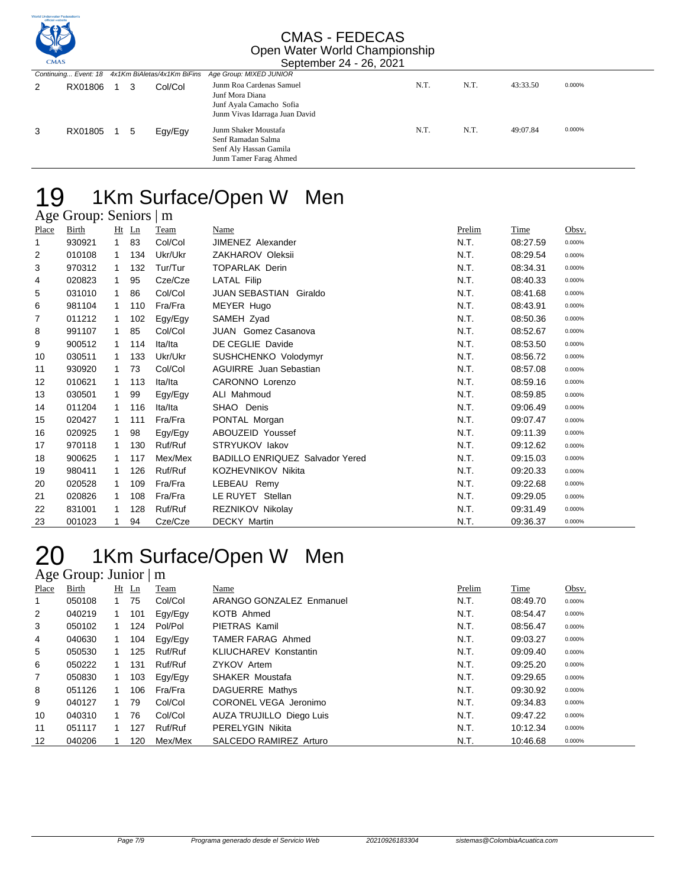Continuing... Event: 18 4x1Km BiAletas/4x1Km BiFins Age Group: MIXED JUNIOR

| Place | Birth | Ht | Ln | Team | Name | Prelim | Time | Obsv. |
|---|---|---|---|---|---|---|---|---|
| 2 | RX01806 | 1 | 3 | Col/Col | Junm Roa Cardenas Samuel<br>Junf Mora Diana<br>Junf Ayala Camacho Sofia<br>Junm Vivas Idarraga Juan David | N.T. | N.T. | 43:33.50 | 0.000% |
| 3 | RX01805 | 1 | 5 | Egy/Egy | Junm Shaker Moustafa<br>Senf Ramadan Salma<br>Senf Aly Hassan Gamila<br>Junm Tamer Farag Ahmed | N.T. | N.T. | 49:07.84 | 0.000% |

# 19 1Km Surface/Open W Men

## Age Group: Seniors | m

| Place | Birth | Ht | Ln | Team | Name | Prelim | Time | Obsv. |
|---|---|---|---|---|---|---|---|---|
| 1 | 930921 | 1 | 83 | Col/Col | JIMENEZ Alexander | N.T. | 08:27.59 | 0.000% |
| 2 | 010108 | 1 | 134 | Ukr/Ukr | ZAKHAROV Oleksii | N.T. | 08:29.54 | 0.000% |
| 3 | 970312 | 1 | 132 | Tur/Tur | TOPARLAK Derin | N.T. | 08:34.31 | 0.000% |
| 4 | 020823 | 1 | 95 | Cze/Cze | LATAL Filip | N.T. | 08:40.33 | 0.000% |
| 5 | 031010 | 1 | 86 | Col/Col | JUAN SEBASTIAN Giraldo | N.T. | 08:41.68 | 0.000% |
| 6 | 981104 | 1 | 110 | Fra/Fra | MEYER Hugo | N.T. | 08:43.91 | 0.000% |
| 7 | 011212 | 1 | 102 | Egy/Egy | SAMEH Zyad | N.T. | 08:50.36 | 0.000% |
| 8 | 991107 | 1 | 85 | Col/Col | JUAN Gomez Casanova | N.T. | 08:52.67 | 0.000% |
| 9 | 900512 | 1 | 114 | Ita/Ita | DE CEGLIE Davide | N.T. | 08:53.50 | 0.000% |
| 10 | 030511 | 1 | 133 | Ukr/Ukr | SUSHCHENKO Volodymyr | N.T. | 08:56.72 | 0.000% |
| 11 | 930920 | 1 | 73 | Col/Col | AGUIRRE Juan Sebastian | N.T. | 08:57.08 | 0.000% |
| 12 | 010621 | 1 | 113 | Ita/Ita | CARONNO Lorenzo | N.T. | 08:59.16 | 0.000% |
| 13 | 030501 | 1 | 99 | Egy/Egy | ALI Mahmoud | N.T. | 08:59.85 | 0.000% |
| 14 | 011204 | 1 | 116 | Ita/Ita | SHAO Denis | N.T. | 09:06.49 | 0.000% |
| 15 | 020427 | 1 | 111 | Fra/Fra | PONTAL Morgan | N.T. | 09:07.47 | 0.000% |
| 16 | 020925 | 1 | 98 | Egy/Egy | ABOUZEID Youssef | N.T. | 09:11.39 | 0.000% |
| 17 | 970118 | 1 | 130 | Ruf/Ruf | STRYUKOV Iakov | N.T. | 09:12.62 | 0.000% |
| 18 | 900625 | 1 | 117 | Mex/Mex | BADILLO ENRIQUEZ Salvador Yered | N.T. | 09:15.03 | 0.000% |
| 19 | 980411 | 1 | 126 | Ruf/Ruf | KOZHEVNIKOV Nikita | N.T. | 09:20.33 | 0.000% |
| 20 | 020528 | 1 | 109 | Fra/Fra | LEBEAU Remy | N.T. | 09:22.68 | 0.000% |
| 21 | 020826 | 1 | 108 | Fra/Fra | LE RUYET Stellan | N.T. | 09:29.05 | 0.000% |
| 22 | 831001 | 1 | 128 | Ruf/Ruf | REZNIKOV Nikolay | N.T. | 09:31.49 | 0.000% |
| 23 | 001023 | 1 | 94 | Cze/Cze | DECKY Martin | N.T. | 09:36.37 | 0.000% |

# 20 1Km Surface/Open W Men

## Age Group: Junior | m

| Place | Birth | Ht | Ln | Team | Name | Prelim | Time | Obsv. |
|---|---|---|---|---|---|---|---|---|
| 1 | 050108 | 1 | 75 | Col/Col | ARANGO GONZALEZ Enmanuel | N.T. | 08:49.70 | 0.000% |
| 2 | 040219 | 1 | 101 | Egy/Egy | KOTB Ahmed | N.T. | 08:54.47 | 0.000% |
| 3 | 050102 | 1 | 124 | Pol/Pol | PIETRAS Kamil | N.T. | 08:56.47 | 0.000% |
| 4 | 040630 | 1 | 104 | Egy/Egy | TAMER FARAG Ahmed | N.T. | 09:03.27 | 0.000% |
| 5 | 050530 | 1 | 125 | Ruf/Ruf | KLIUCHAREV Konstantin | N.T. | 09:09.40 | 0.000% |
| 6 | 050222 | 1 | 131 | Ruf/Ruf | ZYKOV Artem | N.T. | 09:25.20 | 0.000% |
| 7 | 050830 | 1 | 103 | Egy/Egy | SHAKER Moustafa | N.T. | 09:29.65 | 0.000% |
| 8 | 051126 | 1 | 106 | Fra/Fra | DAGUERRE Mathys | N.T. | 09:30.92 | 0.000% |
| 9 | 040127 | 1 | 79 | Col/Col | CORONEL VEGA Jeronimo | N.T. | 09:34.83 | 0.000% |
| 10 | 040310 | 1 | 76 | Col/Col | AUZA TRUJILLO Diego Luis | N.T. | 09:47.22 | 0.000% |
| 11 | 051117 | 1 | 127 | Ruf/Ruf | PERELYGIN Nikita | N.T. | 10:12.34 | 0.000% |
| 12 | 040206 | 1 | 120 | Mex/Mex | SALCEDO RAMIREZ Arturo | N.T. | 10:46.68 | 0.000% |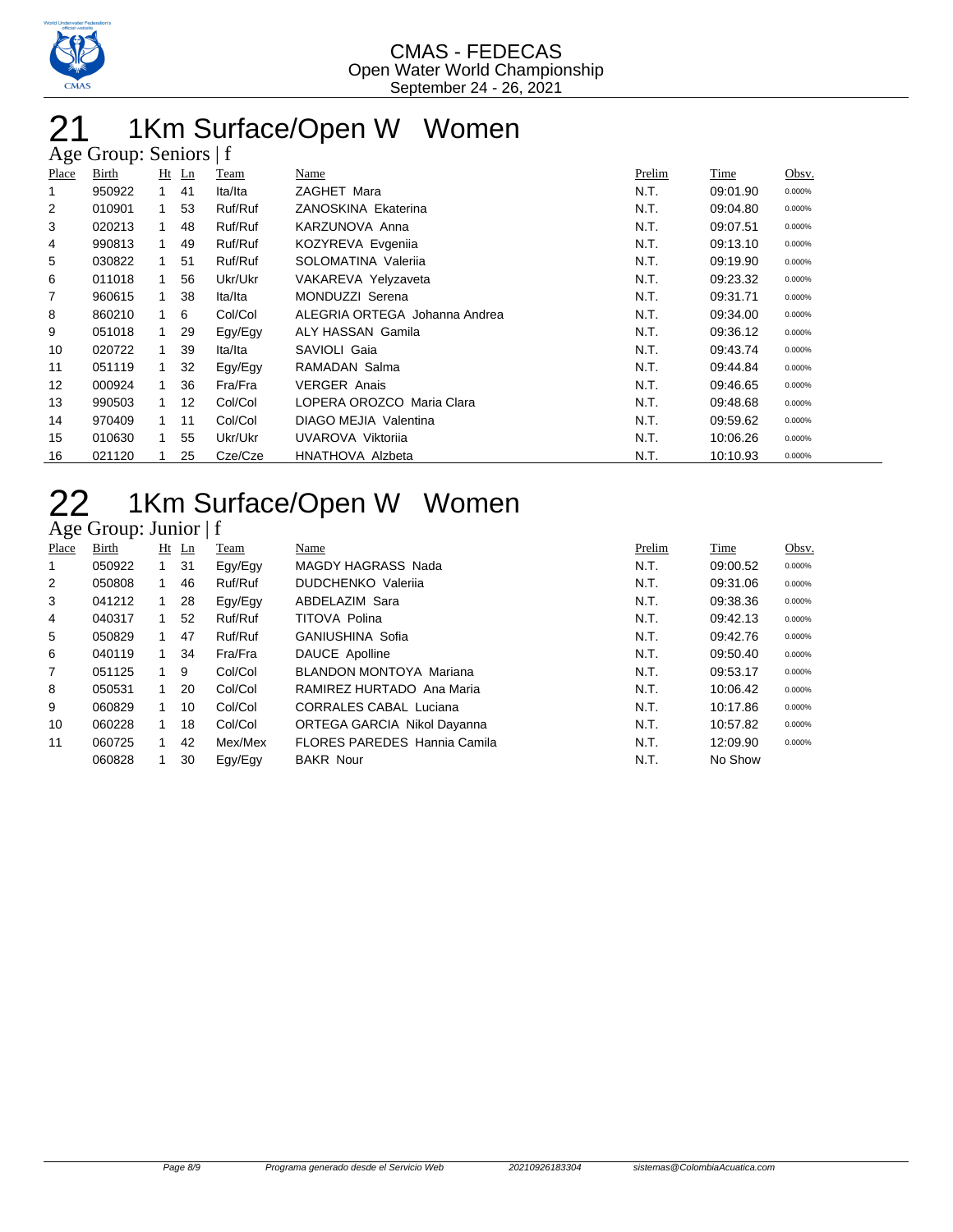CMAS - FEDECAS
Open Water World Championship
September 24 - 26, 2021

# 21 1Km Surface/Open W Women

## Age Group: Seniors | f

| Place | Birth | Ht | Ln | Team | Name | Prelim | Time | Obsv. |
|---|---|---|---|---|---|---|---|---|
| 1 | 950922 | 1 | 41 | Ita/Ita | ZAGHET Mara | N.T. | 09:01.90 | 0.000% |
| 2 | 010901 | 1 | 53 | Ruf/Ruf | ZANOSKINA Ekaterina | N.T. | 09:04.80 | 0.000% |
| 3 | 020213 | 1 | 48 | Ruf/Ruf | KARZUNOVA Anna | N.T. | 09:07.51 | 0.000% |
| 4 | 990813 | 1 | 49 | Ruf/Ruf | KOZYREVA Evgeniia | N.T. | 09:13.10 | 0.000% |
| 5 | 030822 | 1 | 51 | Ruf/Ruf | SOLOMATINA Valeriia | N.T. | 09:19.90 | 0.000% |
| 6 | 011018 | 1 | 56 | Ukr/Ukr | VAKAREVA Yelyzaveta | N.T. | 09:23.32 | 0.000% |
| 7 | 960615 | 1 | 38 | Ita/Ita | MONDUZZI Serena | N.T. | 09:31.71 | 0.000% |
| 8 | 860210 | 1 | 6 | Col/Col | ALEGRIA ORTEGA Johanna Andrea | N.T. | 09:34.00 | 0.000% |
| 9 | 051018 | 1 | 29 | Egy/Egy | ALY HASSAN Gamila | N.T. | 09:36.12 | 0.000% |
| 10 | 020722 | 1 | 39 | Ita/Ita | SAVIOLI Gaia | N.T. | 09:43.74 | 0.000% |
| 11 | 051119 | 1 | 32 | Egy/Egy | RAMADAN Salma | N.T. | 09:44.84 | 0.000% |
| 12 | 000924 | 1 | 36 | Fra/Fra | VERGER Anais | N.T. | 09:46.65 | 0.000% |
| 13 | 990503 | 1 | 12 | Col/Col | LOPERA OROZCO Maria Clara | N.T. | 09:48.68 | 0.000% |
| 14 | 970409 | 1 | 11 | Col/Col | DIAGO MEJIA Valentina | N.T. | 09:59.62 | 0.000% |
| 15 | 010630 | 1 | 55 | Ukr/Ukr | UVAROVA Viktoriia | N.T. | 10:06.26 | 0.000% |
| 16 | 021120 | 1 | 25 | Cze/Cze | HNATHOVA Alzbeta | N.T. | 10:10.93 | 0.000% |

# 22 1Km Surface/Open W Women

## Age Group: Junior | f

| Place | Birth | Ht | Ln | Team | Name | Prelim | Time | Obsv. |
|---|---|---|---|---|---|---|---|---|
| 1 | 050922 | 1 | 31 | Egy/Egy | MAGDY HAGRASS Nada | N.T. | 09:00.52 | 0.000% |
| 2 | 050808 | 1 | 46 | Ruf/Ruf | DUDCHENKO Valeriia | N.T. | 09:31.06 | 0.000% |
| 3 | 041212 | 1 | 28 | Egy/Egy | ABDELAZIM Sara | N.T. | 09:38.36 | 0.000% |
| 4 | 040317 | 1 | 52 | Ruf/Ruf | TITOVA Polina | N.T. | 09:42.13 | 0.000% |
| 5 | 050829 | 1 | 47 | Ruf/Ruf | GANIUSHINA Sofia | N.T. | 09:42.76 | 0.000% |
| 6 | 040119 | 1 | 34 | Fra/Fra | DAUCE Apolline | N.T. | 09:50.40 | 0.000% |
| 7 | 051125 | 1 | 9 | Col/Col | BLANDON MONTOYA Mariana | N.T. | 09:53.17 | 0.000% |
| 8 | 050531 | 1 | 20 | Col/Col | RAMIREZ HURTADO Ana Maria | N.T. | 10:06.42 | 0.000% |
| 9 | 060829 | 1 | 10 | Col/Col | CORRALES CABAL Luciana | N.T. | 10:17.86 | 0.000% |
| 10 | 060228 | 1 | 18 | Col/Col | ORTEGA GARCIA Nikol Dayanna | N.T. | 10:57.82 | 0.000% |
| 11 | 060725 | 1 | 42 | Mex/Mex | FLORES PAREDES Hannia Camila | N.T. | 12:09.90 | 0.000% |
| | 060828 | 1 | 30 | Egy/Egy | BAKR Nour | N.T. | No Show | |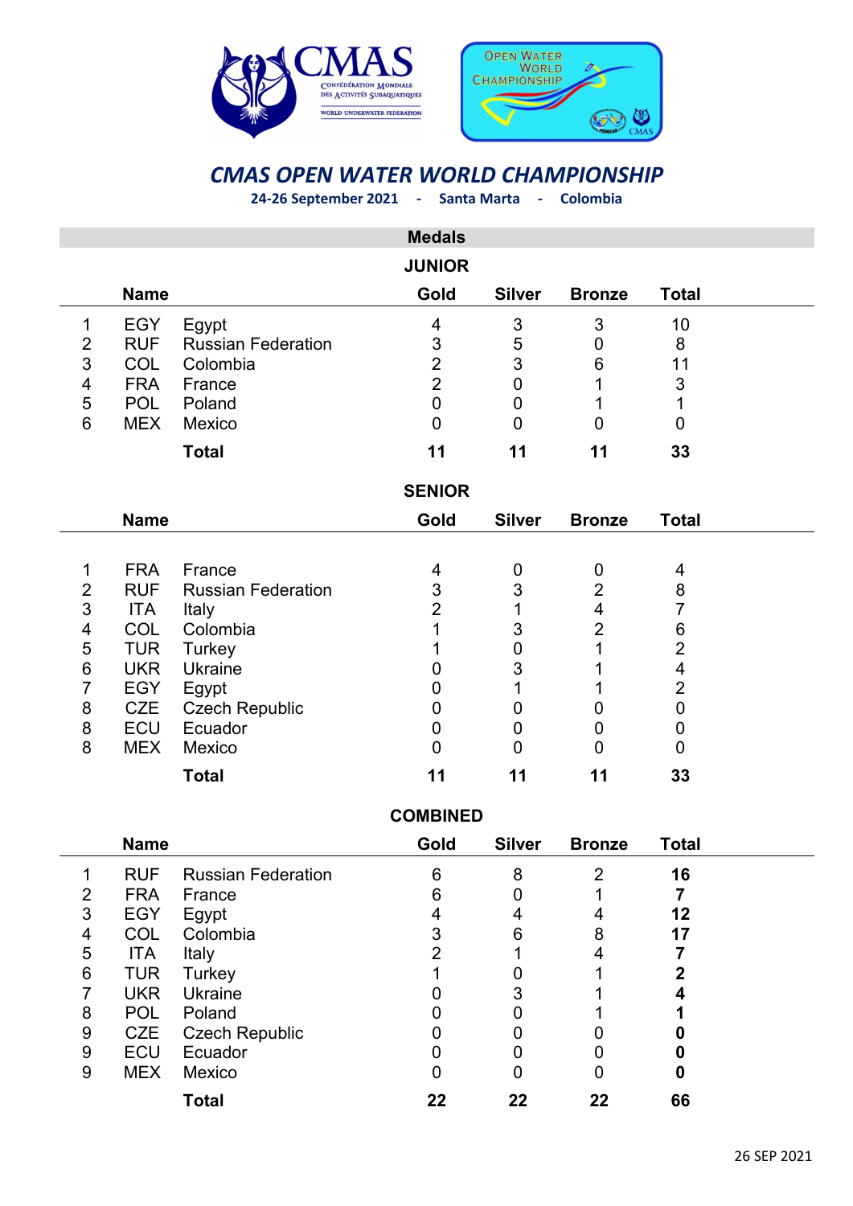# CMAS OPEN WATER WORLD CHAMPIONSHIP

**24-26 September 2021 - Santa Marta - Colombia**

## Medals

### JUNIOR

| | Name | | Gold | Silver | Bronze | Total |
|---|---|---|---|---|---|---|
| 1 | EGY | Egypt | 4 | 3 | 3 | 10 |
| 2 | RUF | Russian Federation | 3 | 5 | 0 | 8 |
| 3 | COL | Colombia | 2 | 3 | 6 | 11 |
| 4 | FRA | France | 2 | 0 | 1 | 3 |
| 5 | POL | Poland | 0 | 0 | 1 | 1 |
| 6 | MEX | Mexico | 0 | 0 | 0 | 0 |
| | | **Total** | **11** | **11** | **11** | **33** |

### SENIOR

| | Name | | Gold | Silver | Bronze | Total |
|---|---|---|---|---|---|---|
| 1 | FRA | France | 4 | 0 | 0 | 4 |
| 2 | RUF | Russian Federation | 3 | 3 | 2 | 8 |
| 3 | ITA | Italy | 2 | 1 | 4 | 7 |
| 4 | COL | Colombia | 1 | 3 | 2 | 6 |
| 5 | TUR | Turkey | 1 | 0 | 1 | 2 |
| 6 | UKR | Ukraine | 0 | 3 | 1 | 4 |
| 7 | EGY | Egypt | 0 | 1 | 1 | 2 |
| 8 | CZE | Czech Republic | 0 | 0 | 0 | 0 |
| 8 | ECU | Ecuador | 0 | 0 | 0 | 0 |
| 8 | MEX | Mexico | 0 | 0 | 0 | 0 |
| | | **Total** | **11** | **11** | **11** | **33** |

### COMBINED

| | Name | | Gold | Silver | Bronze | Total |
|---|---|---|---|---|---|---|
| 1 | RUF | Russian Federation | 6 | 8 | 2 | **16** |
| 2 | FRA | France | 6 | 0 | 1 | **7** |
| 3 | EGY | Egypt | 4 | 4 | 4 | **12** |
| 4 | COL | Colombia | 3 | 6 | 8 | **17** |
| 5 | ITA | Italy | 2 | 1 | 4 | **7** |
| 6 | TUR | Turkey | 1 | 0 | 1 | **2** |
| 7 | UKR | Ukraine | 0 | 3 | 1 | **4** |
| 8 | POL | Poland | 0 | 0 | 1 | **1** |
| 9 | CZE | Czech Republic | 0 | 0 | 0 | **0** |
| 9 | ECU | Ecuador | 0 | 0 | 0 | **0** |
| 9 | MEX | Mexico | 0 | 0 | 0 | **0** |
| | | **Total** | **22** | **22** | **22** | **66** |

26 SEP 2021